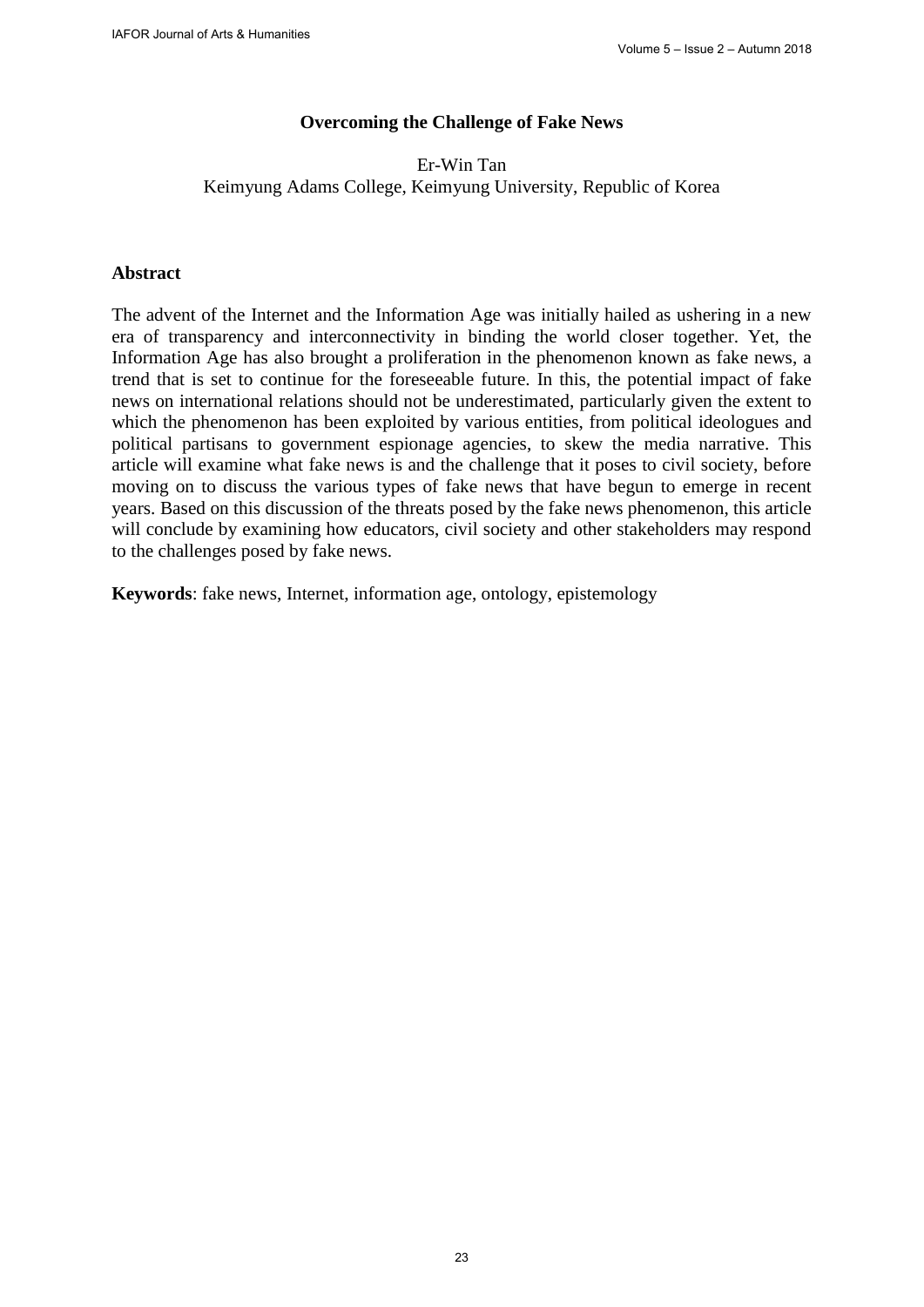# Overcoming the Challenge of Fake News

Er-Win Tan
Keimyung Adams College, Keimyung University, Republic of Korea

## Abstract

The advent of the Internet and the Information Age was initially hailed as ushering in a new era of transparency and interconnectivity in binding the world closer together. Yet, the Information Age has also brought a proliferation in the phenomenon known as fake news, a trend that is set to continue for the foreseeable future. In this, the potential impact of fake news on international relations should not be underestimated, particularly given the extent to which the phenomenon has been exploited by various entities, from political ideologues and political partisans to government espionage agencies, to skew the media narrative. This article will examine what fake news is and the challenge that it poses to civil society, before moving on to discuss the various types of fake news that have begun to emerge in recent years. Based on this discussion of the threats posed by the fake news phenomenon, this article will conclude by examining how educators, civil society and other stakeholders may respond to the challenges posed by fake news.

**Keywords**: fake news, Internet, information age, ontology, epistemology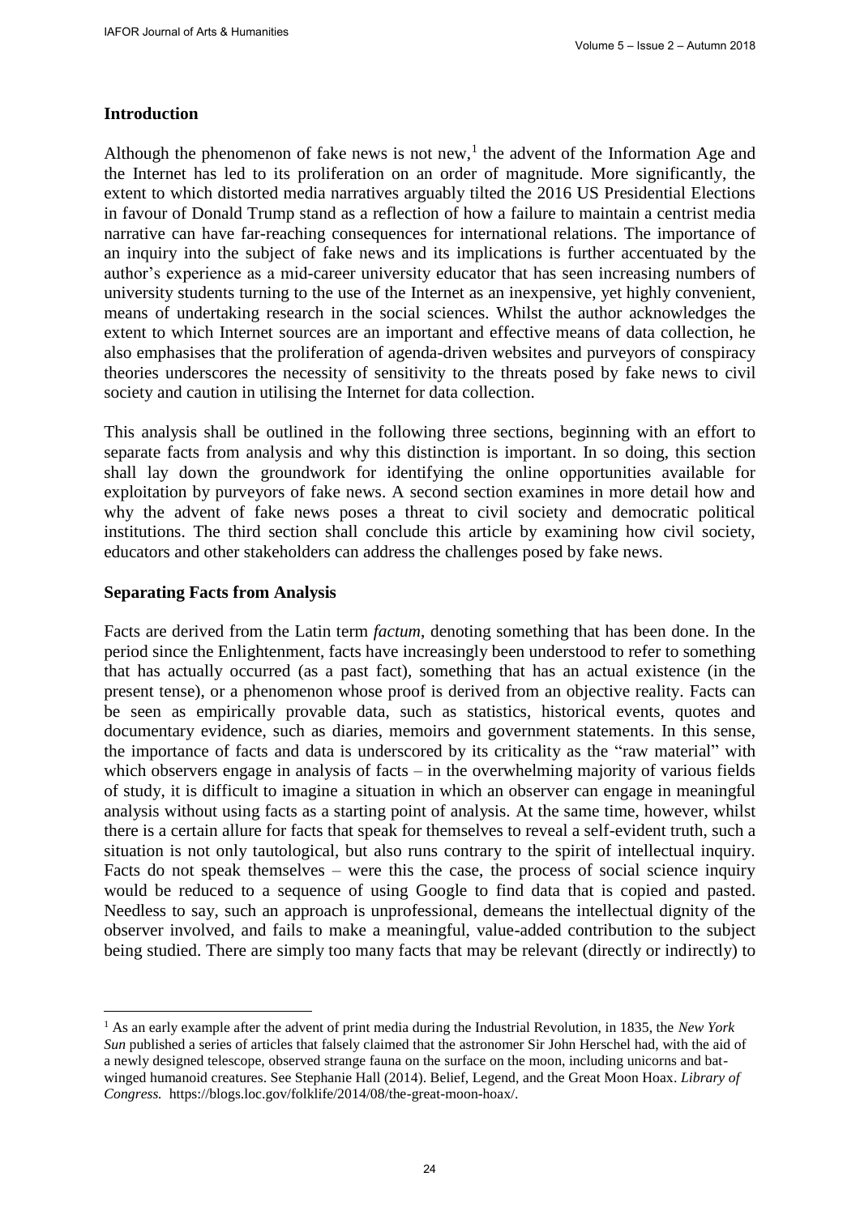## Introduction

Although the phenomenon of fake news is not new,[1] the advent of the Information Age and the Internet has led to its proliferation on an order of magnitude. More significantly, the extent to which distorted media narratives arguably tilted the 2016 US Presidential Elections in favour of Donald Trump stand as a reflection of how a failure to maintain a centrist media narrative can have far-reaching consequences for international relations. The importance of an inquiry into the subject of fake news and its implications is further accentuated by the author's experience as a mid-career university educator that has seen increasing numbers of university students turning to the use of the Internet as an inexpensive, yet highly convenient, means of undertaking research in the social sciences. Whilst the author acknowledges the extent to which Internet sources are an important and effective means of data collection, he also emphasises that the proliferation of agenda-driven websites and purveyors of conspiracy theories underscores the necessity of sensitivity to the threats posed by fake news to civil society and caution in utilising the Internet for data collection.

This analysis shall be outlined in the following three sections, beginning with an effort to separate facts from analysis and why this distinction is important. In so doing, this section shall lay down the groundwork for identifying the online opportunities available for exploitation by purveyors of fake news. A second section examines in more detail how and why the advent of fake news poses a threat to civil society and democratic political institutions. The third section shall conclude this article by examining how civil society, educators and other stakeholders can address the challenges posed by fake news.

## Separating Facts from Analysis

Facts are derived from the Latin term *factum*, denoting something that has been done. In the period since the Enlightenment, facts have increasingly been understood to refer to something that has actually occurred (as a past fact), something that has an actual existence (in the present tense), or a phenomenon whose proof is derived from an objective reality. Facts can be seen as empirically provable data, such as statistics, historical events, quotes and documentary evidence, such as diaries, memoirs and government statements. In this sense, the importance of facts and data is underscored by its criticality as the "raw material" with which observers engage in analysis of facts – in the overwhelming majority of various fields of study, it is difficult to imagine a situation in which an observer can engage in meaningful analysis without using facts as a starting point of analysis. At the same time, however, whilst there is a certain allure for facts that speak for themselves to reveal a self-evident truth, such a situation is not only tautological, but also runs contrary to the spirit of intellectual inquiry. Facts do not speak themselves – were this the case, the process of social science inquiry would be reduced to a sequence of using Google to find data that is copied and pasted. Needless to say, such an approach is unprofessional, demeans the intellectual dignity of the observer involved, and fails to make a meaningful, value-added contribution to the subject being studied. There are simply too many facts that may be relevant (directly or indirectly) to

---

[1] As an early example after the advent of print media during the Industrial Revolution, in 1835, the *New York Sun* published a series of articles that falsely claimed that the astronomer Sir John Herschel had, with the aid of a newly designed telescope, observed strange fauna on the surface on the moon, including unicorns and bat-winged humanoid creatures. See Stephanie Hall (2014). Belief, Legend, and the Great Moon Hoax. *Library of Congress.* https://blogs.loc.gov/folklife/2014/08/the-great-moon-hoax/.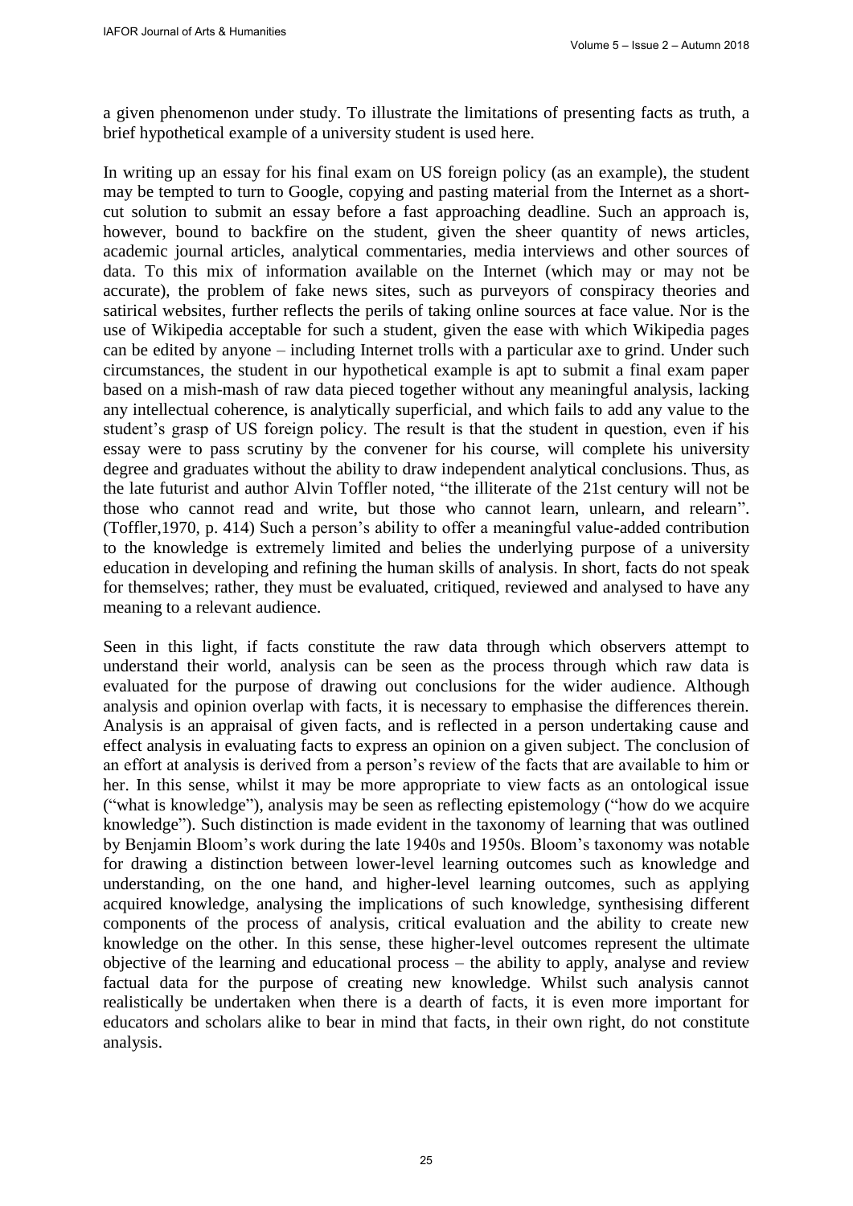a given phenomenon under study. To illustrate the limitations of presenting facts as truth, a brief hypothetical example of a university student is used here.

In writing up an essay for his final exam on US foreign policy (as an example), the student may be tempted to turn to Google, copying and pasting material from the Internet as a short-cut solution to submit an essay before a fast approaching deadline. Such an approach is, however, bound to backfire on the student, given the sheer quantity of news articles, academic journal articles, analytical commentaries, media interviews and other sources of data. To this mix of information available on the Internet (which may or may not be accurate), the problem of fake news sites, such as purveyors of conspiracy theories and satirical websites, further reflects the perils of taking online sources at face value. Nor is the use of Wikipedia acceptable for such a student, given the ease with which Wikipedia pages can be edited by anyone – including Internet trolls with a particular axe to grind. Under such circumstances, the student in our hypothetical example is apt to submit a final exam paper based on a mish-mash of raw data pieced together without any meaningful analysis, lacking any intellectual coherence, is analytically superficial, and which fails to add any value to the student's grasp of US foreign policy. The result is that the student in question, even if his essay were to pass scrutiny by the convener for his course, will complete his university degree and graduates without the ability to draw independent analytical conclusions. Thus, as the late futurist and author Alvin Toffler noted, "the illiterate of the 21st century will not be those who cannot read and write, but those who cannot learn, unlearn, and relearn". (Toffler,1970, p. 414) Such a person's ability to offer a meaningful value-added contribution to the knowledge is extremely limited and belies the underlying purpose of a university education in developing and refining the human skills of analysis. In short, facts do not speak for themselves; rather, they must be evaluated, critiqued, reviewed and analysed to have any meaning to a relevant audience.

Seen in this light, if facts constitute the raw data through which observers attempt to understand their world, analysis can be seen as the process through which raw data is evaluated for the purpose of drawing out conclusions for the wider audience. Although analysis and opinion overlap with facts, it is necessary to emphasise the differences therein. Analysis is an appraisal of given facts, and is reflected in a person undertaking cause and effect analysis in evaluating facts to express an opinion on a given subject. The conclusion of an effort at analysis is derived from a person's review of the facts that are available to him or her. In this sense, whilst it may be more appropriate to view facts as an ontological issue ("what is knowledge"), analysis may be seen as reflecting epistemology ("how do we acquire knowledge"). Such distinction is made evident in the taxonomy of learning that was outlined by Benjamin Bloom's work during the late 1940s and 1950s. Bloom's taxonomy was notable for drawing a distinction between lower-level learning outcomes such as knowledge and understanding, on the one hand, and higher-level learning outcomes, such as applying acquired knowledge, analysing the implications of such knowledge, synthesising different components of the process of analysis, critical evaluation and the ability to create new knowledge on the other. In this sense, these higher-level outcomes represent the ultimate objective of the learning and educational process – the ability to apply, analyse and review factual data for the purpose of creating new knowledge. Whilst such analysis cannot realistically be undertaken when there is a dearth of facts, it is even more important for educators and scholars alike to bear in mind that facts, in their own right, do not constitute analysis.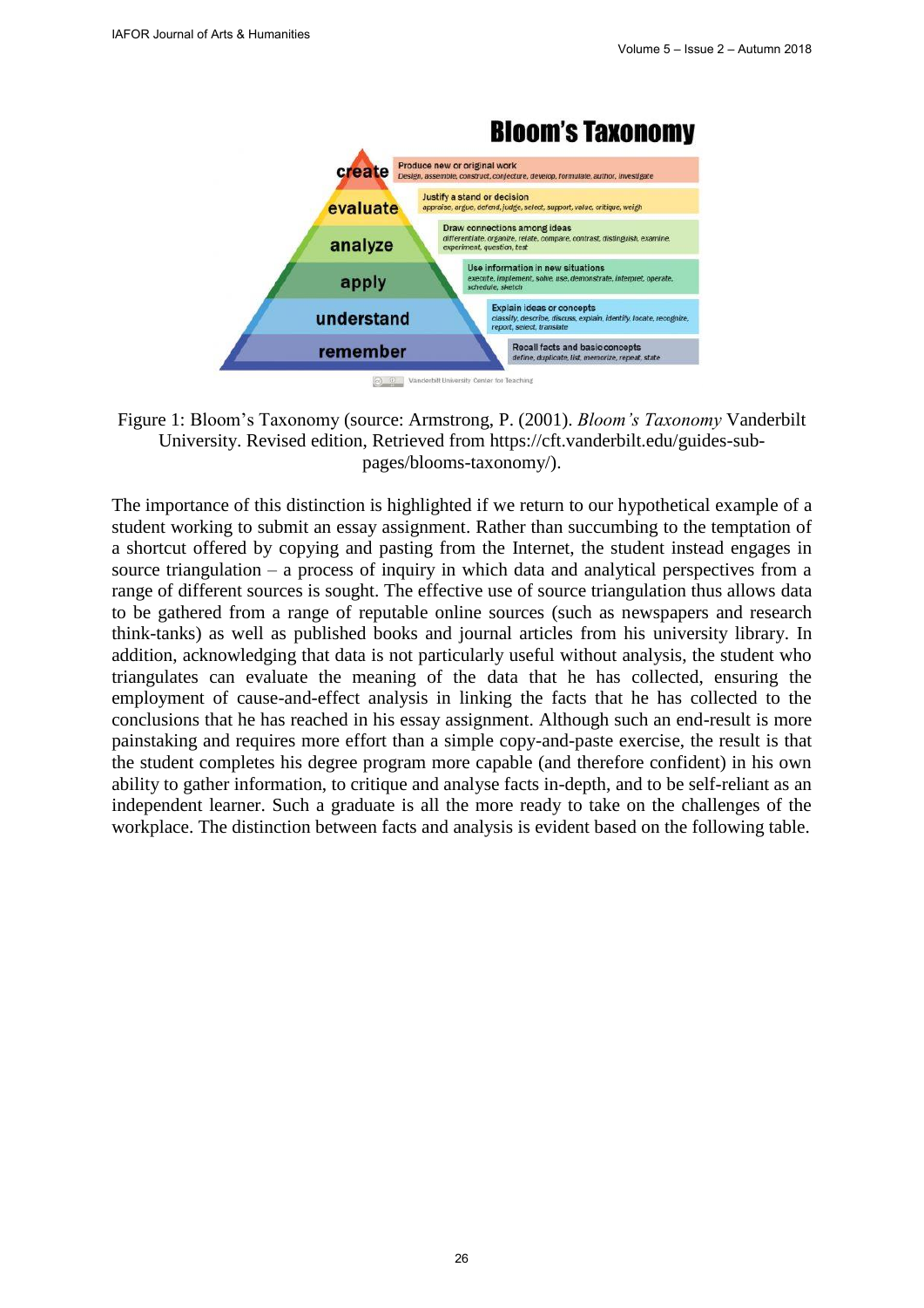**Bloom's Taxonomy**

| Level | Description |
|---|---|
| create | Produce new or original work<br>*Design, assemble, construct, conjecture, develop, formulate, author, investigate* |
| evaluate | Justify a stand or decision<br>*appraise, argue, defend, judge, select, support, value, critique, weigh* |
| analyze | Draw connections among ideas<br>*differentiate, organize, relate, compare, contrast, distinguish, examine, experiment, question, test* |
| apply | Use information in new situations<br>*execute, implement, solve, use, demonstrate, interpret, operate, schedule, sketch* |
| understand | Explain ideas or concepts<br>*classify, describe, discuss, explain, identify, locate, recognize, report, select, translate* |
| remember | Recall facts and basic concepts<br>*define, duplicate, list, memorize, repeat, state* |

Vanderbilt University Center for Teaching

Figure 1: Bloom's Taxonomy (source: Armstrong, P. (2001). *Bloom's Taxonomy* Vanderbilt University. Revised edition, Retrieved from https://cft.vanderbilt.edu/guides-sub-pages/blooms-taxonomy/).

The importance of this distinction is highlighted if we return to our hypothetical example of a student working to submit an essay assignment. Rather than succumbing to the temptation of a shortcut offered by copying and pasting from the Internet, the student instead engages in source triangulation – a process of inquiry in which data and analytical perspectives from a range of different sources is sought. The effective use of source triangulation thus allows data to be gathered from a range of reputable online sources (such as newspapers and research think-tanks) as well as published books and journal articles from his university library. In addition, acknowledging that data is not particularly useful without analysis, the student who triangulates can evaluate the meaning of the data that he has collected, ensuring the employment of cause-and-effect analysis in linking the facts that he has collected to the conclusions that he has reached in his essay assignment. Although such an end-result is more painstaking and requires more effort than a simple copy-and-paste exercise, the result is that the student completes his degree program more capable (and therefore confident) in his own ability to gather information, to critique and analyse facts in-depth, and to be self-reliant as an independent learner. Such a graduate is all the more ready to take on the challenges of the workplace. The distinction between facts and analysis is evident based on the following table.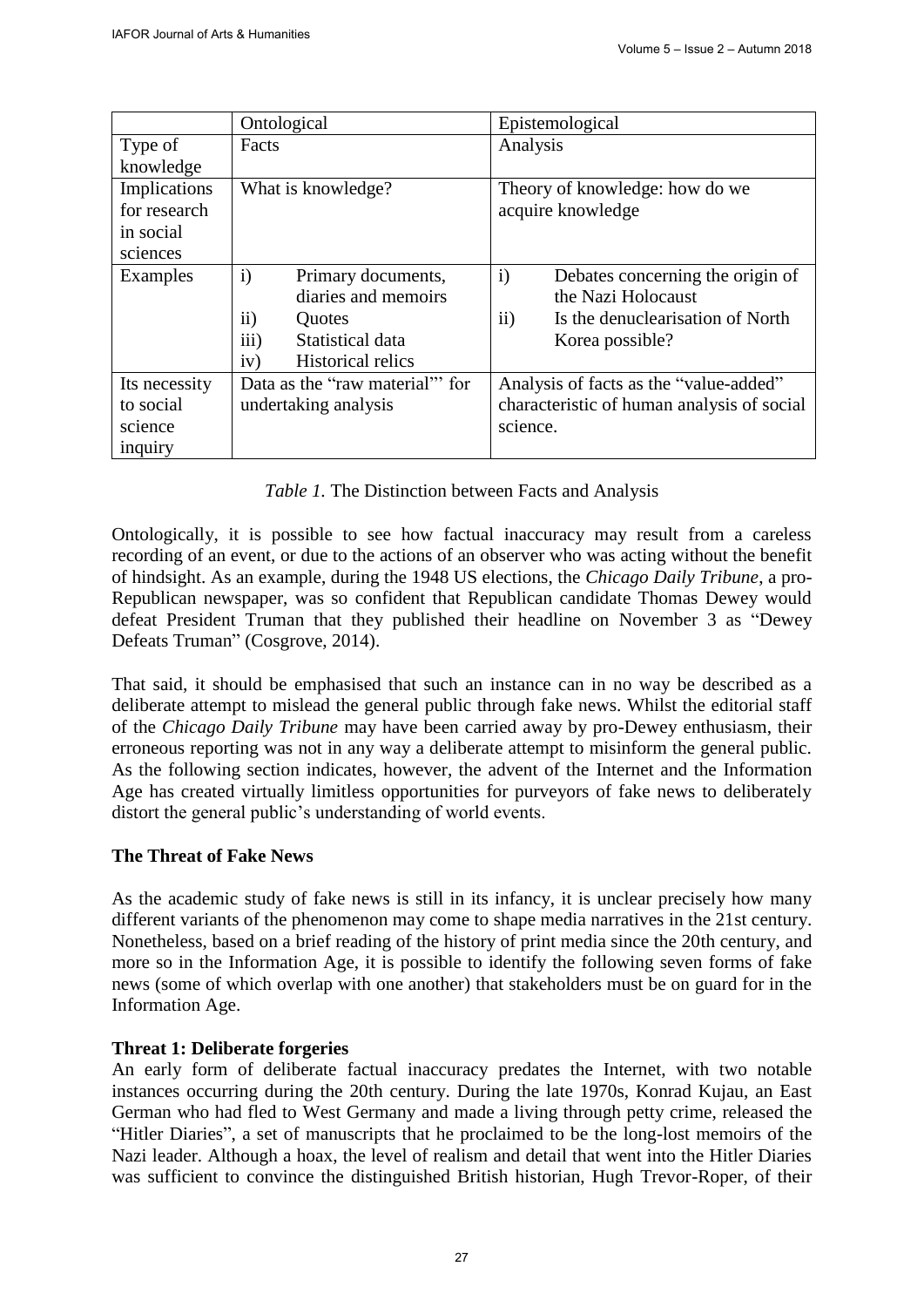| | Ontological | Epistemological |
|---|---|---|
| Type of knowledge | Facts | Analysis |
| Implications for research in social sciences | What is knowledge? | Theory of knowledge: how do we acquire knowledge |
| Examples | i) Primary documents, diaries and memoirs<br>ii) Quotes<br>iii) Statistical data<br>iv) Historical relics | i) Debates concerning the origin of the Nazi Holocaust<br>ii) Is the denuclearisation of North Korea possible? |
| Its necessity to social science inquiry | Data as the "raw material"' for undertaking analysis | Analysis of facts as the "value-added" characteristic of human analysis of social science. |

*Table 1.* The Distinction between Facts and Analysis

Ontologically, it is possible to see how factual inaccuracy may result from a careless recording of an event, or due to the actions of an observer who was acting without the benefit of hindsight. As an example, during the 1948 US elections, the *Chicago Daily Tribune*, a pro-Republican newspaper, was so confident that Republican candidate Thomas Dewey would defeat President Truman that they published their headline on November 3 as "Dewey Defeats Truman" (Cosgrove, 2014).

That said, it should be emphasised that such an instance can in no way be described as a deliberate attempt to mislead the general public through fake news. Whilst the editorial staff of the *Chicago Daily Tribune* may have been carried away by pro-Dewey enthusiasm, their erroneous reporting was not in any way a deliberate attempt to misinform the general public. As the following section indicates, however, the advent of the Internet and the Information Age has created virtually limitless opportunities for purveyors of fake news to deliberately distort the general public's understanding of world events.

## The Threat of Fake News

As the academic study of fake news is still in its infancy, it is unclear precisely how many different variants of the phenomenon may come to shape media narratives in the 21st century. Nonetheless, based on a brief reading of the history of print media since the 20th century, and more so in the Information Age, it is possible to identify the following seven forms of fake news (some of which overlap with one another) that stakeholders must be on guard for in the Information Age.

### Threat 1: Deliberate forgeries

An early form of deliberate factual inaccuracy predates the Internet, with two notable instances occurring during the 20th century. During the late 1970s, Konrad Kujau, an East German who had fled to West Germany and made a living through petty crime, released the "Hitler Diaries", a set of manuscripts that he proclaimed to be the long-lost memoirs of the Nazi leader. Although a hoax, the level of realism and detail that went into the Hitler Diaries was sufficient to convince the distinguished British historian, Hugh Trevor-Roper, of their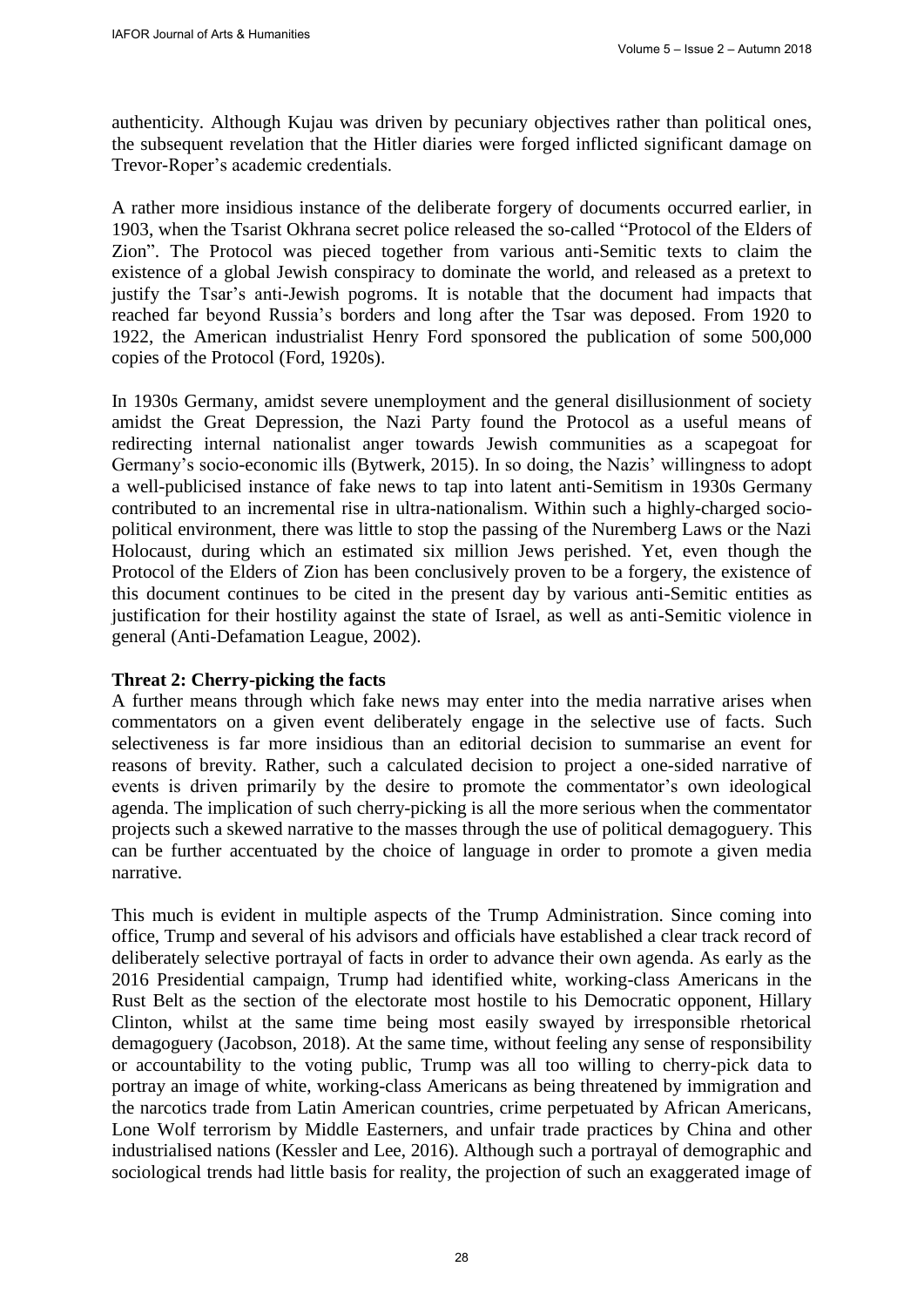authenticity. Although Kujau was driven by pecuniary objectives rather than political ones, the subsequent revelation that the Hitler diaries were forged inflicted significant damage on Trevor-Roper's academic credentials.

A rather more insidious instance of the deliberate forgery of documents occurred earlier, in 1903, when the Tsarist Okhrana secret police released the so-called "Protocol of the Elders of Zion". The Protocol was pieced together from various anti-Semitic texts to claim the existence of a global Jewish conspiracy to dominate the world, and released as a pretext to justify the Tsar's anti-Jewish pogroms. It is notable that the document had impacts that reached far beyond Russia's borders and long after the Tsar was deposed. From 1920 to 1922, the American industrialist Henry Ford sponsored the publication of some 500,000 copies of the Protocol (Ford, 1920s).

In 1930s Germany, amidst severe unemployment and the general disillusionment of society amidst the Great Depression, the Nazi Party found the Protocol as a useful means of redirecting internal nationalist anger towards Jewish communities as a scapegoat for Germany's socio-economic ills (Bytwerk, 2015). In so doing, the Nazis' willingness to adopt a well-publicised instance of fake news to tap into latent anti-Semitism in 1930s Germany contributed to an incremental rise in ultra-nationalism. Within such a highly-charged socio-political environment, there was little to stop the passing of the Nuremberg Laws or the Nazi Holocaust, during which an estimated six million Jews perished. Yet, even though the Protocol of the Elders of Zion has been conclusively proven to be a forgery, the existence of this document continues to be cited in the present day by various anti-Semitic entities as justification for their hostility against the state of Israel, as well as anti-Semitic violence in general (Anti-Defamation League, 2002).

**Threat 2: Cherry-picking the facts**

A further means through which fake news may enter into the media narrative arises when commentators on a given event deliberately engage in the selective use of facts. Such selectiveness is far more insidious than an editorial decision to summarise an event for reasons of brevity. Rather, such a calculated decision to project a one-sided narrative of events is driven primarily by the desire to promote the commentator's own ideological agenda. The implication of such cherry-picking is all the more serious when the commentator projects such a skewed narrative to the masses through the use of political demagoguery. This can be further accentuated by the choice of language in order to promote a given media narrative.

This much is evident in multiple aspects of the Trump Administration. Since coming into office, Trump and several of his advisors and officials have established a clear track record of deliberately selective portrayal of facts in order to advance their own agenda. As early as the 2016 Presidential campaign, Trump had identified white, working-class Americans in the Rust Belt as the section of the electorate most hostile to his Democratic opponent, Hillary Clinton, whilst at the same time being most easily swayed by irresponsible rhetorical demagoguery (Jacobson, 2018). At the same time, without feeling any sense of responsibility or accountability to the voting public, Trump was all too willing to cherry-pick data to portray an image of white, working-class Americans as being threatened by immigration and the narcotics trade from Latin American countries, crime perpetuated by African Americans, Lone Wolf terrorism by Middle Easterners, and unfair trade practices by China and other industrialised nations (Kessler and Lee, 2016). Although such a portrayal of demographic and sociological trends had little basis for reality, the projection of such an exaggerated image of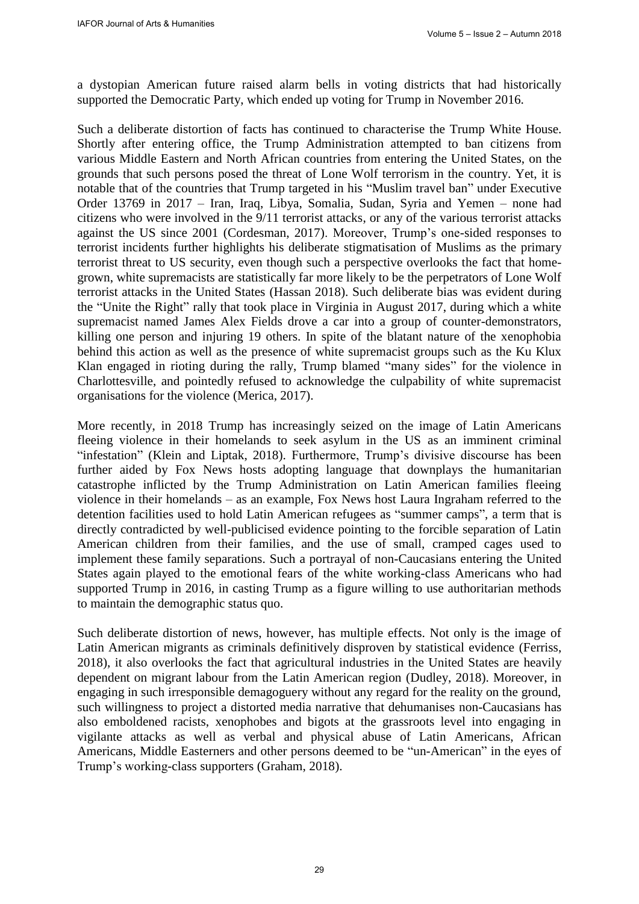a dystopian American future raised alarm bells in voting districts that had historically supported the Democratic Party, which ended up voting for Trump in November 2016.

Such a deliberate distortion of facts has continued to characterise the Trump White House. Shortly after entering office, the Trump Administration attempted to ban citizens from various Middle Eastern and North African countries from entering the United States, on the grounds that such persons posed the threat of Lone Wolf terrorism in the country. Yet, it is notable that of the countries that Trump targeted in his "Muslim travel ban" under Executive Order 13769 in 2017 – Iran, Iraq, Libya, Somalia, Sudan, Syria and Yemen – none had citizens who were involved in the 9/11 terrorist attacks, or any of the various terrorist attacks against the US since 2001 (Cordesman, 2017). Moreover, Trump's one-sided responses to terrorist incidents further highlights his deliberate stigmatisation of Muslims as the primary terrorist threat to US security, even though such a perspective overlooks the fact that home-grown, white supremacists are statistically far more likely to be the perpetrators of Lone Wolf terrorist attacks in the United States (Hassan 2018). Such deliberate bias was evident during the "Unite the Right" rally that took place in Virginia in August 2017, during which a white supremacist named James Alex Fields drove a car into a group of counter-demonstrators, killing one person and injuring 19 others. In spite of the blatant nature of the xenophobia behind this action as well as the presence of white supremacist groups such as the Ku Klux Klan engaged in rioting during the rally, Trump blamed "many sides" for the violence in Charlottesville, and pointedly refused to acknowledge the culpability of white supremacist organisations for the violence (Merica, 2017).

More recently, in 2018 Trump has increasingly seized on the image of Latin Americans fleeing violence in their homelands to seek asylum in the US as an imminent criminal "infestation" (Klein and Liptak, 2018). Furthermore, Trump's divisive discourse has been further aided by Fox News hosts adopting language that downplays the humanitarian catastrophe inflicted by the Trump Administration on Latin American families fleeing violence in their homelands – as an example, Fox News host Laura Ingraham referred to the detention facilities used to hold Latin American refugees as "summer camps", a term that is directly contradicted by well-publicised evidence pointing to the forcible separation of Latin American children from their families, and the use of small, cramped cages used to implement these family separations. Such a portrayal of non-Caucasians entering the United States again played to the emotional fears of the white working-class Americans who had supported Trump in 2016, in casting Trump as a figure willing to use authoritarian methods to maintain the demographic status quo.

Such deliberate distortion of news, however, has multiple effects. Not only is the image of Latin American migrants as criminals definitively disproven by statistical evidence (Ferriss, 2018), it also overlooks the fact that agricultural industries in the United States are heavily dependent on migrant labour from the Latin American region (Dudley, 2018). Moreover, in engaging in such irresponsible demagoguery without any regard for the reality on the ground, such willingness to project a distorted media narrative that dehumanises non-Caucasians has also emboldened racists, xenophobes and bigots at the grassroots level into engaging in vigilante attacks as well as verbal and physical abuse of Latin Americans, African Americans, Middle Easterners and other persons deemed to be "un-American" in the eyes of Trump's working-class supporters (Graham, 2018).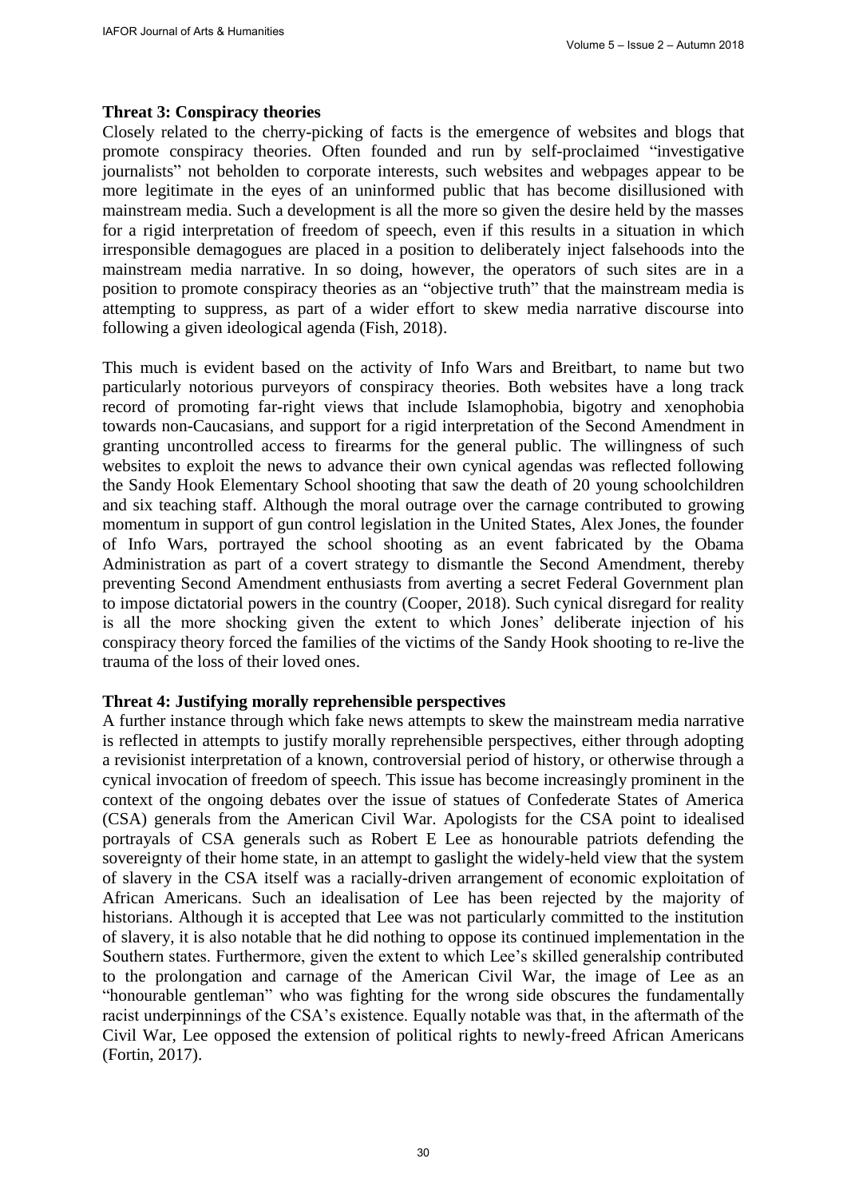**Threat 3: Conspiracy theories**

Closely related to the cherry-picking of facts is the emergence of websites and blogs that promote conspiracy theories. Often founded and run by self-proclaimed "investigative journalists" not beholden to corporate interests, such websites and webpages appear to be more legitimate in the eyes of an uninformed public that has become disillusioned with mainstream media. Such a development is all the more so given the desire held by the masses for a rigid interpretation of freedom of speech, even if this results in a situation in which irresponsible demagogues are placed in a position to deliberately inject falsehoods into the mainstream media narrative. In so doing, however, the operators of such sites are in a position to promote conspiracy theories as an "objective truth" that the mainstream media is attempting to suppress, as part of a wider effort to skew media narrative discourse into following a given ideological agenda (Fish, 2018).

This much is evident based on the activity of Info Wars and Breitbart, to name but two particularly notorious purveyors of conspiracy theories. Both websites have a long track record of promoting far-right views that include Islamophobia, bigotry and xenophobia towards non-Caucasians, and support for a rigid interpretation of the Second Amendment in granting uncontrolled access to firearms for the general public. The willingness of such websites to exploit the news to advance their own cynical agendas was reflected following the Sandy Hook Elementary School shooting that saw the death of 20 young schoolchildren and six teaching staff. Although the moral outrage over the carnage contributed to growing momentum in support of gun control legislation in the United States, Alex Jones, the founder of Info Wars, portrayed the school shooting as an event fabricated by the Obama Administration as part of a covert strategy to dismantle the Second Amendment, thereby preventing Second Amendment enthusiasts from averting a secret Federal Government plan to impose dictatorial powers in the country (Cooper, 2018). Such cynical disregard for reality is all the more shocking given the extent to which Jones' deliberate injection of his conspiracy theory forced the families of the victims of the Sandy Hook shooting to re-live the trauma of the loss of their loved ones.

**Threat 4: Justifying morally reprehensible perspectives**

A further instance through which fake news attempts to skew the mainstream media narrative is reflected in attempts to justify morally reprehensible perspectives, either through adopting a revisionist interpretation of a known, controversial period of history, or otherwise through a cynical invocation of freedom of speech. This issue has become increasingly prominent in the context of the ongoing debates over the issue of statues of Confederate States of America (CSA) generals from the American Civil War. Apologists for the CSA point to idealised portrayals of CSA generals such as Robert E Lee as honourable patriots defending the sovereignty of their home state, in an attempt to gaslight the widely-held view that the system of slavery in the CSA itself was a racially-driven arrangement of economic exploitation of African Americans. Such an idealisation of Lee has been rejected by the majority of historians. Although it is accepted that Lee was not particularly committed to the institution of slavery, it is also notable that he did nothing to oppose its continued implementation in the Southern states. Furthermore, given the extent to which Lee's skilled generalship contributed to the prolongation and carnage of the American Civil War, the image of Lee as an "honourable gentleman" who was fighting for the wrong side obscures the fundamentally racist underpinnings of the CSA's existence. Equally notable was that, in the aftermath of the Civil War, Lee opposed the extension of political rights to newly-freed African Americans (Fortin, 2017).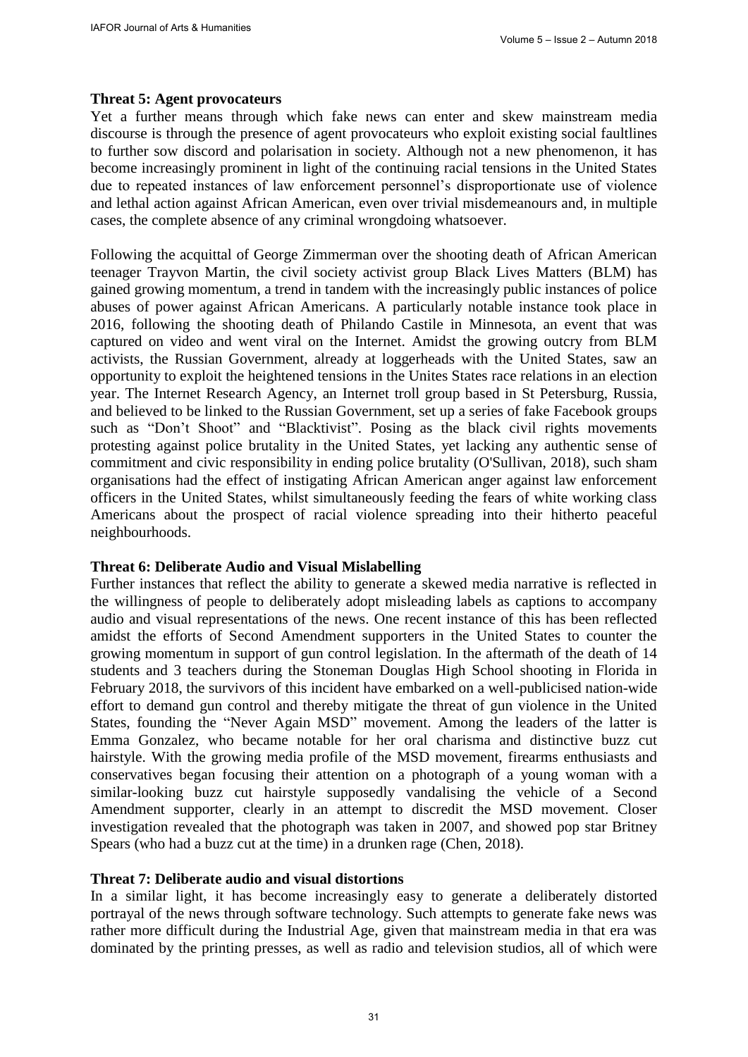**Threat 5: Agent provocateurs**

Yet a further means through which fake news can enter and skew mainstream media discourse is through the presence of agent provocateurs who exploit existing social faultlines to further sow discord and polarisation in society. Although not a new phenomenon, it has become increasingly prominent in light of the continuing racial tensions in the United States due to repeated instances of law enforcement personnel's disproportionate use of violence and lethal action against African American, even over trivial misdemeanours and, in multiple cases, the complete absence of any criminal wrongdoing whatsoever.

Following the acquittal of George Zimmerman over the shooting death of African American teenager Trayvon Martin, the civil society activist group Black Lives Matters (BLM) has gained growing momentum, a trend in tandem with the increasingly public instances of police abuses of power against African Americans. A particularly notable instance took place in 2016, following the shooting death of Philando Castile in Minnesota, an event that was captured on video and went viral on the Internet. Amidst the growing outcry from BLM activists, the Russian Government, already at loggerheads with the United States, saw an opportunity to exploit the heightened tensions in the Unites States race relations in an election year. The Internet Research Agency, an Internet troll group based in St Petersburg, Russia, and believed to be linked to the Russian Government, set up a series of fake Facebook groups such as "Don't Shoot" and "Blacktivist". Posing as the black civil rights movements protesting against police brutality in the United States, yet lacking any authentic sense of commitment and civic responsibility in ending police brutality (O'Sullivan, 2018), such sham organisations had the effect of instigating African American anger against law enforcement officers in the United States, whilst simultaneously feeding the fears of white working class Americans about the prospect of racial violence spreading into their hitherto peaceful neighbourhoods.

**Threat 6: Deliberate Audio and Visual Mislabelling**

Further instances that reflect the ability to generate a skewed media narrative is reflected in the willingness of people to deliberately adopt misleading labels as captions to accompany audio and visual representations of the news. One recent instance of this has been reflected amidst the efforts of Second Amendment supporters in the United States to counter the growing momentum in support of gun control legislation. In the aftermath of the death of 14 students and 3 teachers during the Stoneman Douglas High School shooting in Florida in February 2018, the survivors of this incident have embarked on a well-publicised nation-wide effort to demand gun control and thereby mitigate the threat of gun violence in the United States, founding the "Never Again MSD" movement. Among the leaders of the latter is Emma Gonzalez, who became notable for her oral charisma and distinctive buzz cut hairstyle. With the growing media profile of the MSD movement, firearms enthusiasts and conservatives began focusing their attention on a photograph of a young woman with a similar-looking buzz cut hairstyle supposedly vandalising the vehicle of a Second Amendment supporter, clearly in an attempt to discredit the MSD movement. Closer investigation revealed that the photograph was taken in 2007, and showed pop star Britney Spears (who had a buzz cut at the time) in a drunken rage (Chen, 2018).

**Threat 7: Deliberate audio and visual distortions**

In a similar light, it has become increasingly easy to generate a deliberately distorted portrayal of the news through software technology. Such attempts to generate fake news was rather more difficult during the Industrial Age, given that mainstream media in that era was dominated by the printing presses, as well as radio and television studios, all of which were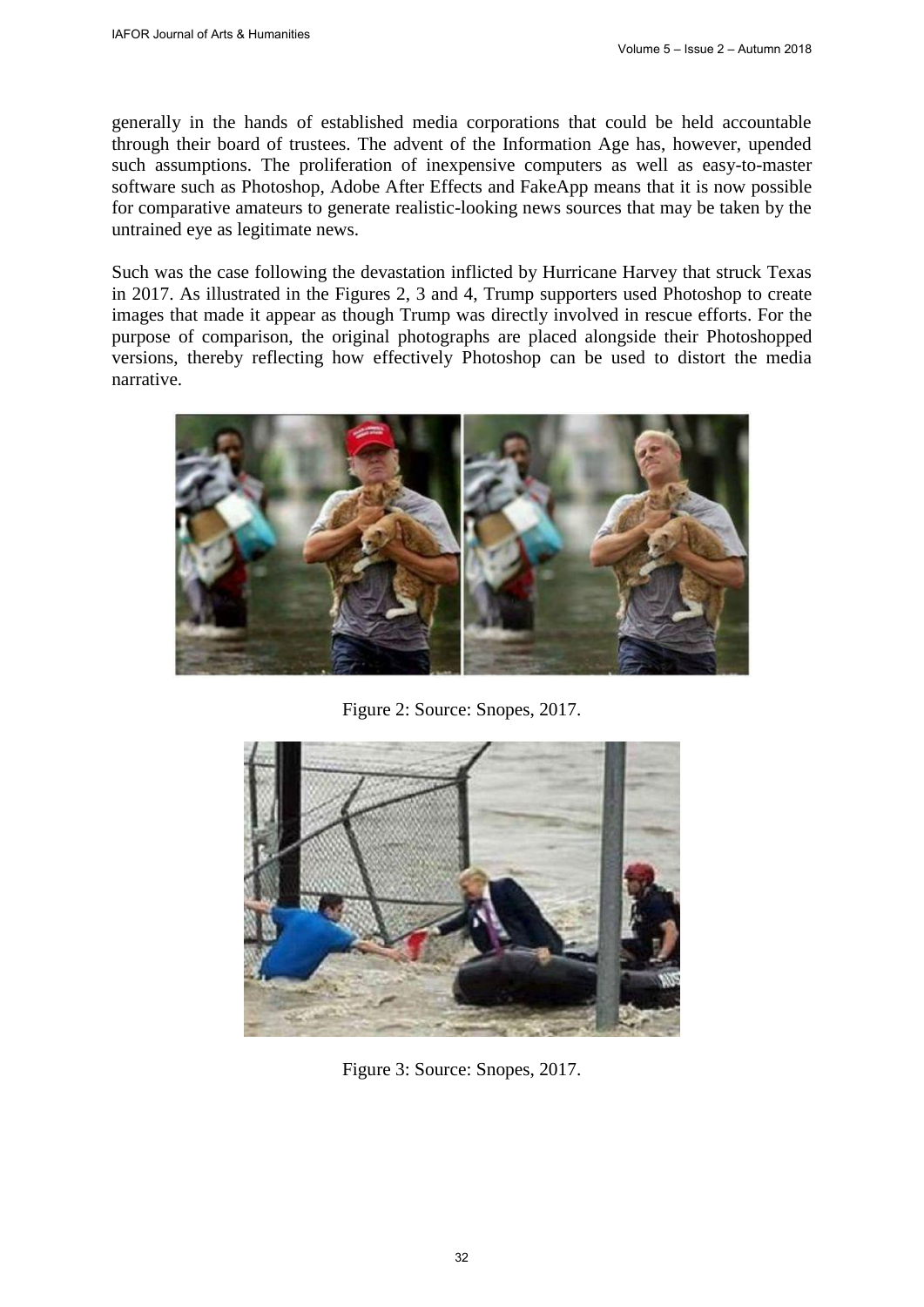generally in the hands of established media corporations that could be held accountable through their board of trustees. The advent of the Information Age has, however, upended such assumptions. The proliferation of inexpensive computers as well as easy-to-master software such as Photoshop, Adobe After Effects and FakeApp means that it is now possible for comparative amateurs to generate realistic-looking news sources that may be taken by the untrained eye as legitimate news.

Such was the case following the devastation inflicted by Hurricane Harvey that struck Texas in 2017. As illustrated in the Figures 2, 3 and 4, Trump supporters used Photoshop to create images that made it appear as though Trump was directly involved in rescue efforts. For the purpose of comparison, the original photographs are placed alongside their Photoshopped versions, thereby reflecting how effectively Photoshop can be used to distort the media narrative.

Figure 2: Source: Snopes, 2017.

Figure 3: Source: Snopes, 2017.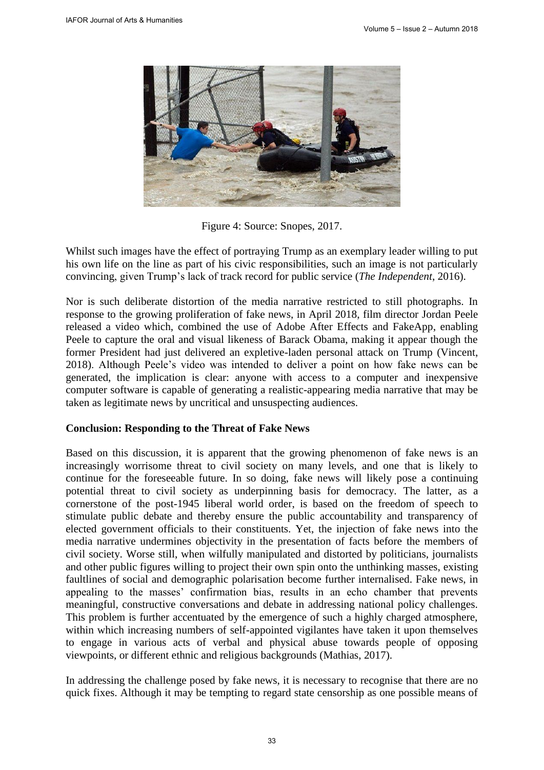Figure 4: Source: Snopes, 2017.

Whilst such images have the effect of portraying Trump as an exemplary leader willing to put his own life on the line as part of his civic responsibilities, such an image is not particularly convincing, given Trump's lack of track record for public service (*The Independent*, 2016).

Nor is such deliberate distortion of the media narrative restricted to still photographs. In response to the growing proliferation of fake news, in April 2018, film director Jordan Peele released a video which, combined the use of Adobe After Effects and FakeApp, enabling Peele to capture the oral and visual likeness of Barack Obama, making it appear though the former President had just delivered an expletive-laden personal attack on Trump (Vincent, 2018). Although Peele's video was intended to deliver a point on how fake news can be generated, the implication is clear: anyone with access to a computer and inexpensive computer software is capable of generating a realistic-appearing media narrative that may be taken as legitimate news by uncritical and unsuspecting audiences.

## Conclusion: Responding to the Threat of Fake News

Based on this discussion, it is apparent that the growing phenomenon of fake news is an increasingly worrisome threat to civil society on many levels, and one that is likely to continue for the foreseeable future. In so doing, fake news will likely pose a continuing potential threat to civil society as underpinning basis for democracy. The latter, as a cornerstone of the post-1945 liberal world order, is based on the freedom of speech to stimulate public debate and thereby ensure the public accountability and transparency of elected government officials to their constituents. Yet, the injection of fake news into the media narrative undermines objectivity in the presentation of facts before the members of civil society. Worse still, when wilfully manipulated and distorted by politicians, journalists and other public figures willing to project their own spin onto the unthinking masses, existing faultlines of social and demographic polarisation become further internalised. Fake news, in appealing to the masses' confirmation bias, results in an echo chamber that prevents meaningful, constructive conversations and debate in addressing national policy challenges. This problem is further accentuated by the emergence of such a highly charged atmosphere, within which increasing numbers of self-appointed vigilantes have taken it upon themselves to engage in various acts of verbal and physical abuse towards people of opposing viewpoints, or different ethnic and religious backgrounds (Mathias, 2017).

In addressing the challenge posed by fake news, it is necessary to recognise that there are no quick fixes. Although it may be tempting to regard state censorship as one possible means of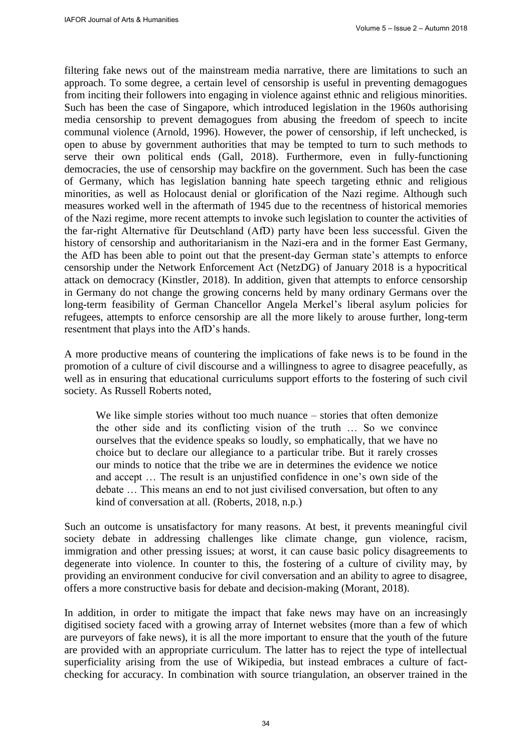filtering fake news out of the mainstream media narrative, there are limitations to such an approach. To some degree, a certain level of censorship is useful in preventing demagogues from inciting their followers into engaging in violence against ethnic and religious minorities. Such has been the case of Singapore, which introduced legislation in the 1960s authorising media censorship to prevent demagogues from abusing the freedom of speech to incite communal violence (Arnold, 1996). However, the power of censorship, if left unchecked, is open to abuse by government authorities that may be tempted to turn to such methods to serve their own political ends (Gall, 2018). Furthermore, even in fully-functioning democracies, the use of censorship may backfire on the government. Such has been the case of Germany, which has legislation banning hate speech targeting ethnic and religious minorities, as well as Holocaust denial or glorification of the Nazi regime. Although such measures worked well in the aftermath of 1945 due to the recentness of historical memories of the Nazi regime, more recent attempts to invoke such legislation to counter the activities of the far-right Alternative für Deutschland (AfD) party have been less successful. Given the history of censorship and authoritarianism in the Nazi-era and in the former East Germany, the AfD has been able to point out that the present-day German state's attempts to enforce censorship under the Network Enforcement Act (NetzDG) of January 2018 is a hypocritical attack on democracy (Kinstler, 2018). In addition, given that attempts to enforce censorship in Germany do not change the growing concerns held by many ordinary Germans over the long-term feasibility of German Chancellor Angela Merkel's liberal asylum policies for refugees, attempts to enforce censorship are all the more likely to arouse further, long-term resentment that plays into the AfD's hands.

A more productive means of countering the implications of fake news is to be found in the promotion of a culture of civil discourse and a willingness to agree to disagree peacefully, as well as in ensuring that educational curriculums support efforts to the fostering of such civil society. As Russell Roberts noted,

> We like simple stories without too much nuance – stories that often demonize the other side and its conflicting vision of the truth … So we convince ourselves that the evidence speaks so loudly, so emphatically, that we have no choice but to declare our allegiance to a particular tribe. But it rarely crosses our minds to notice that the tribe we are in determines the evidence we notice and accept … The result is an unjustified confidence in one's own side of the debate … This means an end to not just civilised conversation, but often to any kind of conversation at all. (Roberts, 2018, n.p.)

Such an outcome is unsatisfactory for many reasons. At best, it prevents meaningful civil society debate in addressing challenges like climate change, gun violence, racism, immigration and other pressing issues; at worst, it can cause basic policy disagreements to degenerate into violence. In counter to this, the fostering of a culture of civility may, by providing an environment conducive for civil conversation and an ability to agree to disagree, offers a more constructive basis for debate and decision-making (Morant, 2018).

In addition, in order to mitigate the impact that fake news may have on an increasingly digitised society faced with a growing array of Internet websites (more than a few of which are purveyors of fake news), it is all the more important to ensure that the youth of the future are provided with an appropriate curriculum. The latter has to reject the type of intellectual superficiality arising from the use of Wikipedia, but instead embraces a culture of fact-checking for accuracy. In combination with source triangulation, an observer trained in the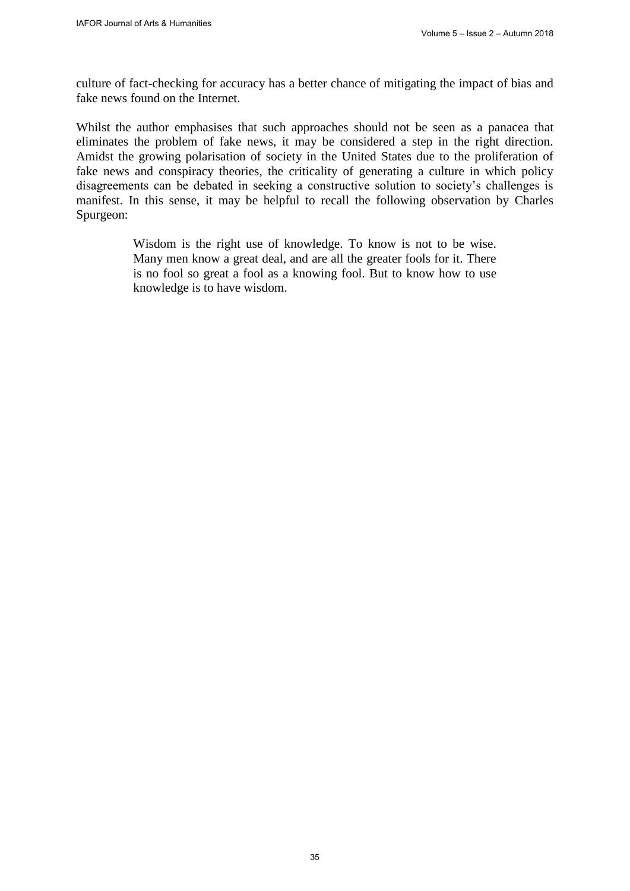culture of fact-checking for accuracy has a better chance of mitigating the impact of bias and fake news found on the Internet.

Whilst the author emphasises that such approaches should not be seen as a panacea that eliminates the problem of fake news, it may be considered a step in the right direction. Amidst the growing polarisation of society in the United States due to the proliferation of fake news and conspiracy theories, the criticality of generating a culture in which policy disagreements can be debated in seeking a constructive solution to society's challenges is manifest. In this sense, it may be helpful to recall the following observation by Charles Spurgeon:

> Wisdom is the right use of knowledge. To know is not to be wise. Many men know a great deal, and are all the greater fools for it. There is no fool so great a fool as a knowing fool. But to know how to use knowledge is to have wisdom.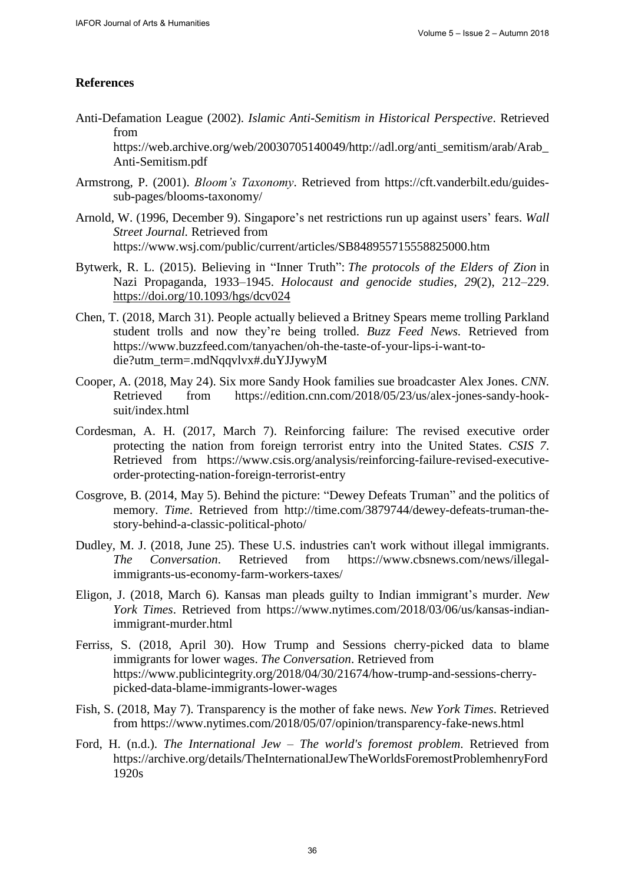## References

Anti-Defamation League (2002). *Islamic Anti-Semitism in Historical Perspective*. Retrieved from https://web.archive.org/web/20030705140049/http://adl.org/anti_semitism/arab/Arab_Anti-Semitism.pdf

Armstrong, P. (2001). *Bloom's Taxonomy*. Retrieved from https://cft.vanderbilt.edu/guides-sub-pages/blooms-taxonomy/

Arnold, W. (1996, December 9). Singapore's net restrictions run up against users' fears. *Wall Street Journal*. Retrieved from https://www.wsj.com/public/current/articles/SB848955715558825000.htm

Bytwerk, R. L. (2015). Believing in "Inner Truth": *The protocols of the Elders of Zion* in Nazi Propaganda, 1933–1945. *Holocaust and genocide studies*, *29*(2), 212–229. https://doi.org/10.1093/hgs/dcv024

Chen, T. (2018, March 31). People actually believed a Britney Spears meme trolling Parkland student trolls and now they're being trolled. *Buzz Feed News*. Retrieved from https://www.buzzfeed.com/tanyachen/oh-the-taste-of-your-lips-i-want-to-die?utm_term=.mdNqqvlvx#.duYJJywyM

Cooper, A. (2018, May 24). Six more Sandy Hook families sue broadcaster Alex Jones. *CNN*. Retrieved from https://edition.cnn.com/2018/05/23/us/alex-jones-sandy-hook-suit/index.html

Cordesman, A. H. (2017, March 7). Reinforcing failure: The revised executive order protecting the nation from foreign terrorist entry into the United States. *CSIS 7*. Retrieved from https://www.csis.org/analysis/reinforcing-failure-revised-executive-order-protecting-nation-foreign-terrorist-entry

Cosgrove, B. (2014, May 5). Behind the picture: "Dewey Defeats Truman" and the politics of memory. *Time*. Retrieved from http://time.com/3879744/dewey-defeats-truman-the-story-behind-a-classic-political-photo/

Dudley, M. J. (2018, June 25). These U.S. industries can't work without illegal immigrants. *The Conversation*. Retrieved from https://www.cbsnews.com/news/illegal-immigrants-us-economy-farm-workers-taxes/

Eligon, J. (2018, March 6). Kansas man pleads guilty to Indian immigrant's murder. *New York Times*. Retrieved from https://www.nytimes.com/2018/03/06/us/kansas-indian-immigrant-murder.html

Ferriss, S. (2018, April 30). How Trump and Sessions cherry-picked data to blame immigrants for lower wages. *The Conversation*. Retrieved from https://www.publicintegrity.org/2018/04/30/21674/how-trump-and-sessions-cherry-picked-data-blame-immigrants-lower-wages

Fish, S. (2018, May 7). Transparency is the mother of fake news. *New York Times*. Retrieved from https://www.nytimes.com/2018/05/07/opinion/transparency-fake-news.html

Ford, H. (n.d.). *The International Jew – The world's foremost problem*. Retrieved from https://archive.org/details/TheInternationalJewTheWorldsForemostProblemhenryFord1920s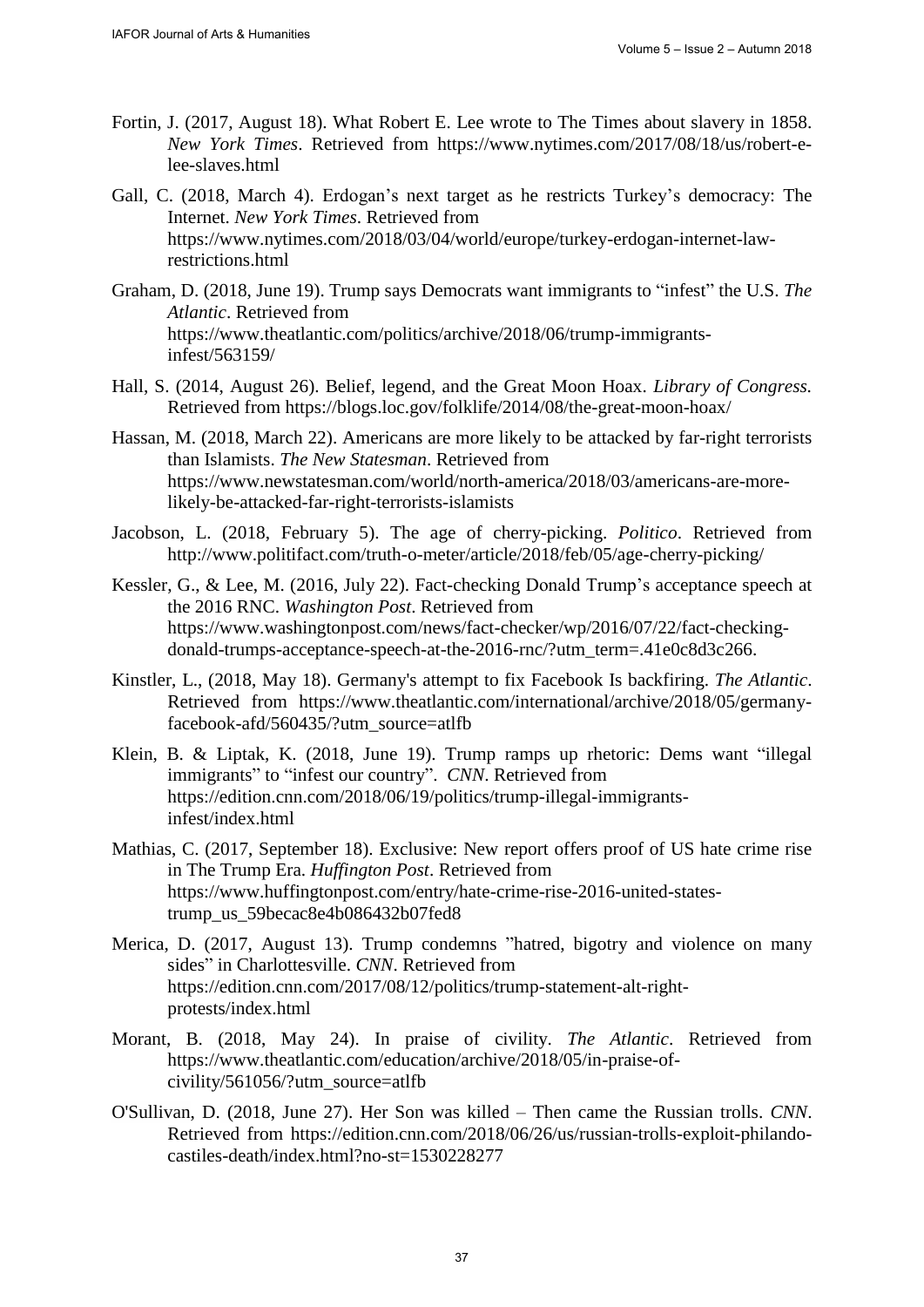Fortin, J. (2017, August 18). What Robert E. Lee wrote to The Times about slavery in 1858. *New York Times*. Retrieved from https://www.nytimes.com/2017/08/18/us/robert-e-lee-slaves.html

Gall, C. (2018, March 4). Erdogan's next target as he restricts Turkey's democracy: The Internet. *New York Times*. Retrieved from https://www.nytimes.com/2018/03/04/world/europe/turkey-erdogan-internet-law-restrictions.html

Graham, D. (2018, June 19). Trump says Democrats want immigrants to "infest" the U.S. *The Atlantic*. Retrieved from https://www.theatlantic.com/politics/archive/2018/06/trump-immigrants-infest/563159/

Hall, S. (2014, August 26). Belief, legend, and the Great Moon Hoax. *Library of Congress.* Retrieved from https://blogs.loc.gov/folklife/2014/08/the-great-moon-hoax/

Hassan, M. (2018, March 22). Americans are more likely to be attacked by far-right terrorists than Islamists. *The New Statesman*. Retrieved from https://www.newstatesman.com/world/north-america/2018/03/americans-are-more-likely-be-attacked-far-right-terrorists-islamists

Jacobson, L. (2018, February 5). The age of cherry-picking. *Politico*. Retrieved from http://www.politifact.com/truth-o-meter/article/2018/feb/05/age-cherry-picking/

Kessler, G., & Lee, M. (2016, July 22). Fact-checking Donald Trump's acceptance speech at the 2016 RNC. *Washington Post*. Retrieved from https://www.washingtonpost.com/news/fact-checker/wp/2016/07/22/fact-checking-donald-trumps-acceptance-speech-at-the-2016-rnc/?utm_term=.41e0c8d3c266.

Kinstler, L., (2018, May 18). Germany's attempt to fix Facebook Is backfiring. *The Atlantic*. Retrieved from https://www.theatlantic.com/international/archive/2018/05/germany-facebook-afd/560435/?utm_source=atlfb

Klein, B. & Liptak, K. (2018, June 19). Trump ramps up rhetoric: Dems want "illegal immigrants" to "infest our country". *CNN*. Retrieved from https://edition.cnn.com/2018/06/19/politics/trump-illegal-immigrants-infest/index.html

Mathias, C. (2017, September 18). Exclusive: New report offers proof of US hate crime rise in The Trump Era. *Huffington Post*. Retrieved from https://www.huffingtonpost.com/entry/hate-crime-rise-2016-united-states-trump_us_59becac8e4b086432b07fed8

Merica, D. (2017, August 13). Trump condemns "hatred, bigotry and violence on many sides" in Charlottesville. *CNN*. Retrieved from https://edition.cnn.com/2017/08/12/politics/trump-statement-alt-right-protests/index.html

Morant, B. (2018, May 24). In praise of civility. *The Atlantic*. Retrieved from https://www.theatlantic.com/education/archive/2018/05/in-praise-of-civility/561056/?utm_source=atlfb

O'Sullivan, D. (2018, June 27). Her Son was killed – Then came the Russian trolls. *CNN*. Retrieved from https://edition.cnn.com/2018/06/26/us/russian-trolls-exploit-philando-castiles-death/index.html?no-st=1530228277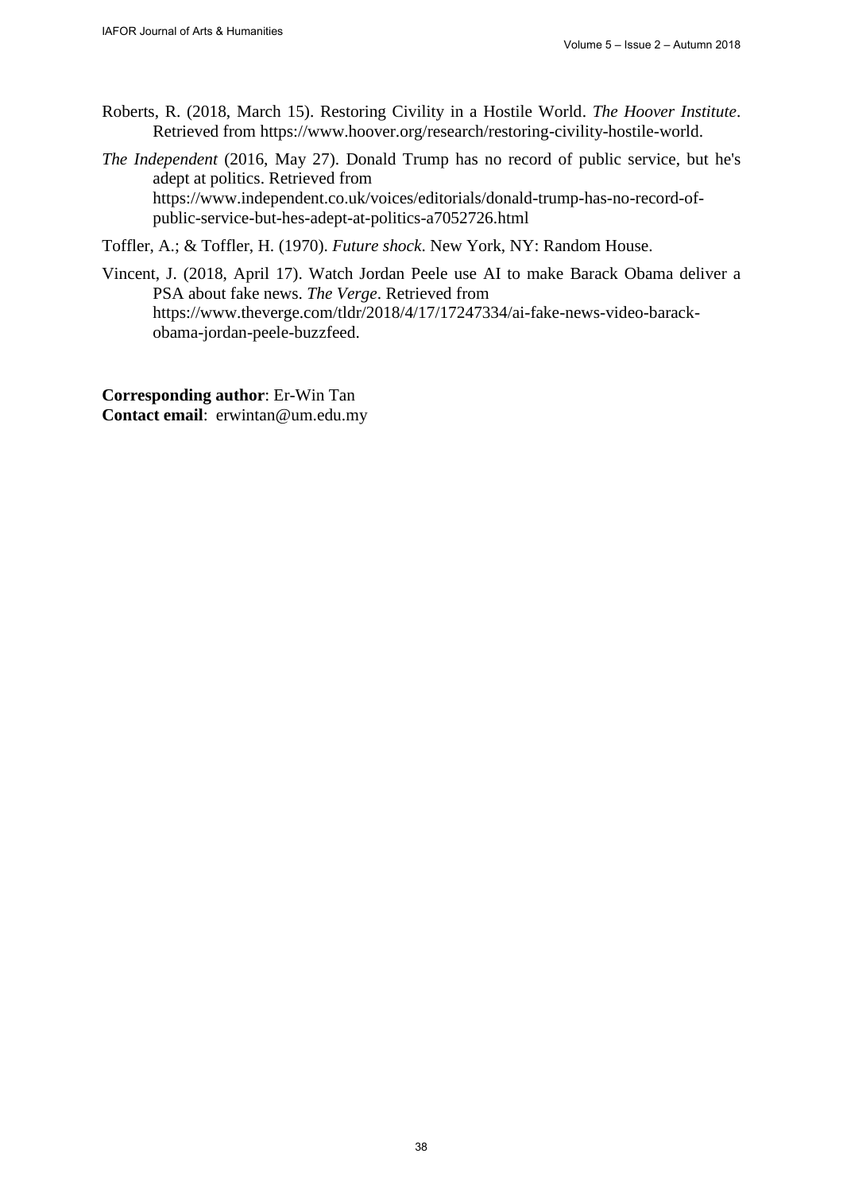Roberts, R. (2018, March 15). Restoring Civility in a Hostile World. *The Hoover Institute*. Retrieved from https://www.hoover.org/research/restoring-civility-hostile-world.

*The Independent* (2016, May 27). Donald Trump has no record of public service, but he's adept at politics. Retrieved from https://www.independent.co.uk/voices/editorials/donald-trump-has-no-record-of-public-service-but-hes-adept-at-politics-a7052726.html

Toffler, A.; & Toffler, H. (1970). *Future shock*. New York, NY: Random House.

Vincent, J. (2018, April 17). Watch Jordan Peele use AI to make Barack Obama deliver a PSA about fake news. *The Verge*. Retrieved from https://www.theverge.com/tldr/2018/4/17/17247334/ai-fake-news-video-barack-obama-jordan-peele-buzzfeed.

**Corresponding author**: Er-Win Tan
**Contact email**: erwintan@um.edu.my